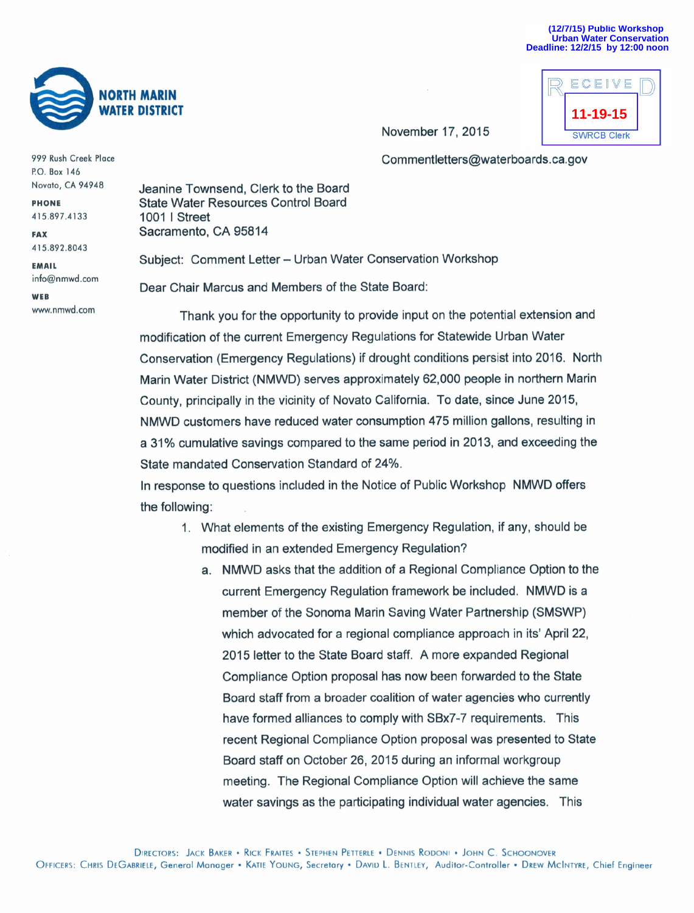(12/7/15) Public Workshop
Urban Water Conservation
Deadline: 12/2/15 by 12:00 noon

**NORTH MARIN WATER DISTRICT**

RECEIVED
11-19-15
SWRCB Clerk

999 Rush Creek Place
P.O. Box 146
Novato, CA 94948

**PHONE**
415.897.4133

**FAX**
415.892.8043

**EMAIL**
info@nmwd.com

**WEB**
www.nmwd.com

November 17, 2015

Commentletters@waterboards.ca.gov

Jeanine Townsend, Clerk to the Board
State Water Resources Control Board
1001 I Street
Sacramento, CA 95814

Subject: Comment Letter – Urban Water Conservation Workshop

Dear Chair Marcus and Members of the State Board:

Thank you for the opportunity to provide input on the potential extension and modification of the current Emergency Regulations for Statewide Urban Water Conservation (Emergency Regulations) if drought conditions persist into 2016. North Marin Water District (NMWD) serves approximately 62,000 people in northern Marin County, principally in the vicinity of Novato California. To date, since June 2015, NMWD customers have reduced water consumption 475 million gallons, resulting in a 31% cumulative savings compared to the same period in 2013, and exceeding the State mandated Conservation Standard of 24%.

In response to questions included in the Notice of Public Workshop NMWD offers the following:

1. What elements of the existing Emergency Regulation, if any, should be modified in an extended Emergency Regulation?
   a. NMWD asks that the addition of a Regional Compliance Option to the current Emergency Regulation framework be included. NMWD is a member of the Sonoma Marin Saving Water Partnership (SMSWP) which advocated for a regional compliance approach in its' April 22, 2015 letter to the State Board staff. A more expanded Regional Compliance Option proposal has now been forwarded to the State Board staff from a broader coalition of water agencies who currently have formed alliances to comply with SBx7-7 requirements. This recent Regional Compliance Option proposal was presented to State Board staff on October 26, 2015 during an informal workgroup meeting. The Regional Compliance Option will achieve the same water savings as the participating individual water agencies. This

DIRECTORS: JACK BAKER • RICK FRAITES • STEPHEN PETTERLE • DENNIS RODONI • JOHN C. SCHOONOVER
OFFICERS: CHRIS DEGABRIELE, General Manager • KATIE YOUNG, Secretary • DAVID L. BENTLEY, Auditor-Controller • DREW MCINTYRE, Chief Engineer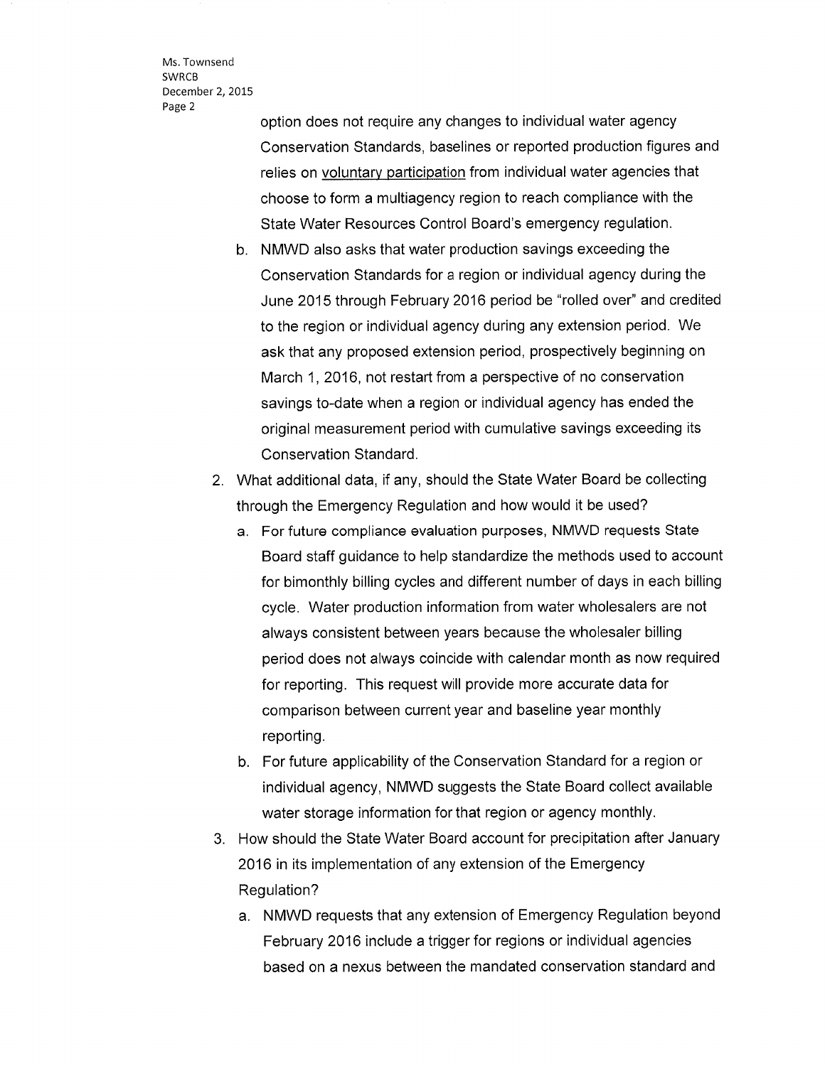option does not require any changes to individual water agency Conservation Standards, baselines or reported production figures and relies on <u>voluntary participation</u> from individual water agencies that choose to form a multiagency region to reach compliance with the State Water Resources Control Board's emergency regulation.

   b. NMWD also asks that water production savings exceeding the Conservation Standards for a region or individual agency during the June 2015 through February 2016 period be "rolled over" and credited to the region or individual agency during any extension period. We ask that any proposed extension period, prospectively beginning on March 1, 2016, not restart from a perspective of no conservation savings to-date when a region or individual agency has ended the original measurement period with cumulative savings exceeding its Conservation Standard.

2. What additional data, if any, should the State Water Board be collecting through the Emergency Regulation and how would it be used?
   a. For future compliance evaluation purposes, NMWD requests State Board staff guidance to help standardize the methods used to account for bimonthly billing cycles and different number of days in each billing cycle. Water production information from water wholesalers are not always consistent between years because the wholesaler billing period does not always coincide with calendar month as now required for reporting. This request will provide more accurate data for comparison between current year and baseline year monthly reporting.
   b. For future applicability of the Conservation Standard for a region or individual agency, NMWD suggests the State Board collect available water storage information for that region or agency monthly.

3. How should the State Water Board account for precipitation after January 2016 in its implementation of any extension of the Emergency Regulation?
   a. NMWD requests that any extension of Emergency Regulation beyond February 2016 include a trigger for regions or individual agencies based on a nexus between the mandated conservation standard and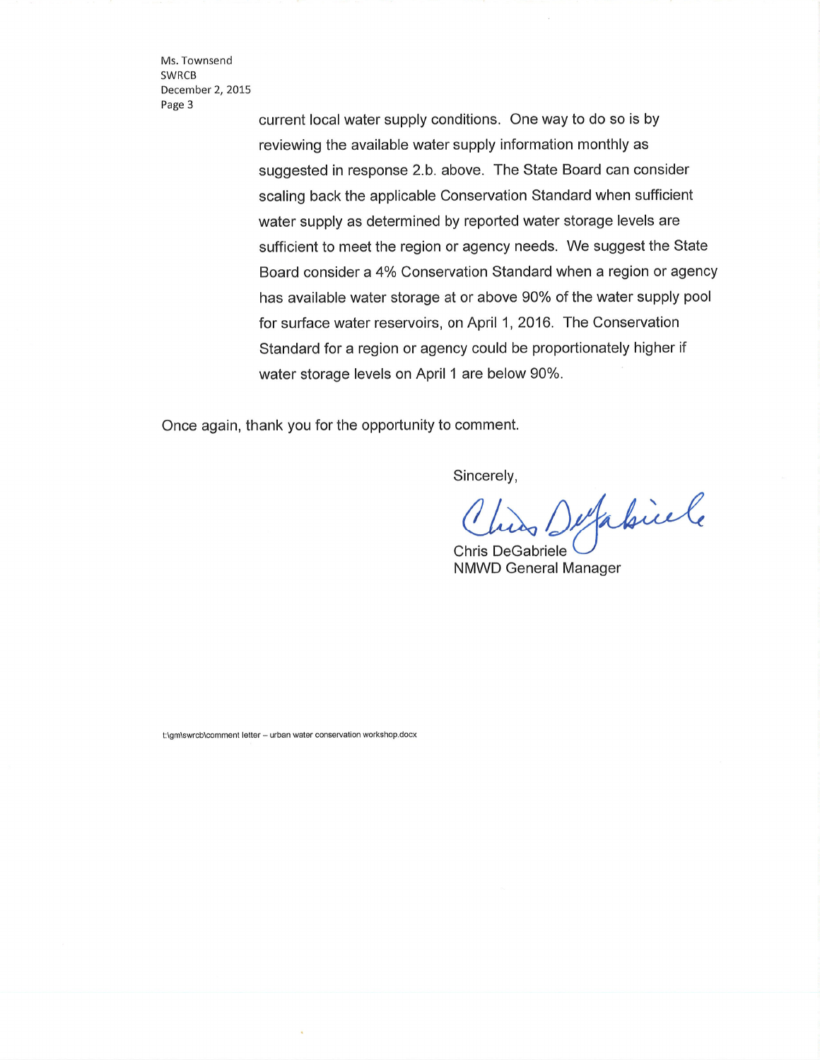current local water supply conditions. One way to do so is by reviewing the available water supply information monthly as suggested in response 2.b. above. The State Board can consider scaling back the applicable Conservation Standard when sufficient water supply as determined by reported water storage levels are sufficient to meet the region or agency needs. We suggest the State Board consider a 4% Conservation Standard when a region or agency has available water storage at or above 90% of the water supply pool for surface water reservoirs, on April 1, 2016. The Conservation Standard for a region or agency could be proportionately higher if water storage levels on April 1 are below 90%.

Once again, thank you for the opportunity to comment.

Sincerely,

Chris DeGabriele
NMWD General Manager

t:\gm\swrcb\comment letter – urban water conservation workshop.docx